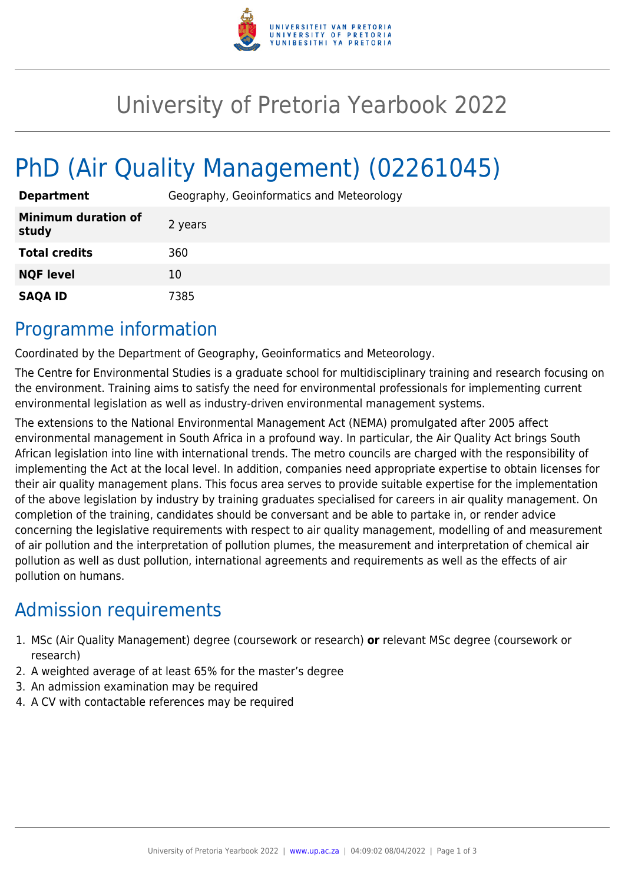# University of Pretoria Yearbook 2022

# PhD (Air Quality Management) (02261045)

| | |
|---|---|
| **Department** | Geography, Geoinformatics and Meteorology |
| **Minimum duration of study** | 2 years |
| **Total credits** | 360 |
| **NQF level** | 10 |
| **SAQA ID** | 7385 |

## Programme information

Coordinated by the Department of Geography, Geoinformatics and Meteorology.

The Centre for Environmental Studies is a graduate school for multidisciplinary training and research focusing on the environment. Training aims to satisfy the need for environmental professionals for implementing current environmental legislation as well as industry-driven environmental management systems.

The extensions to the National Environmental Management Act (NEMA) promulgated after 2005 affect environmental management in South Africa in a profound way. In particular, the Air Quality Act brings South African legislation into line with international trends. The metro councils are charged with the responsibility of implementing the Act at the local level. In addition, companies need appropriate expertise to obtain licenses for their air quality management plans. This focus area serves to provide suitable expertise for the implementation of the above legislation by industry by training graduates specialised for careers in air quality management. On completion of the training, candidates should be conversant and be able to partake in, or render advice concerning the legislative requirements with respect to air quality management, modelling of and measurement of air pollution and the interpretation of pollution plumes, the measurement and interpretation of chemical air pollution as well as dust pollution, international agreements and requirements as well as the effects of air pollution on humans.

## Admission requirements

1. MSc (Air Quality Management) degree (coursework or research) **or** relevant MSc degree (coursework or research)
2. A weighted average of at least 65% for the master's degree
3. An admission examination may be required
4. A CV with contactable references may be required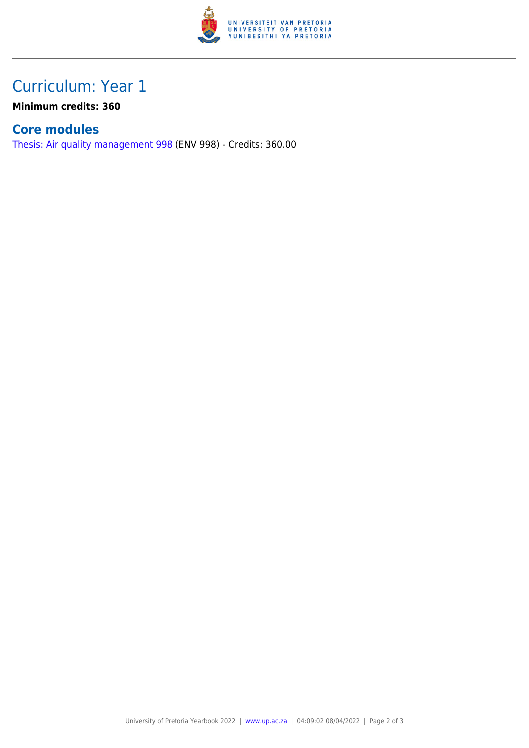# Curriculum: Year 1

**Minimum credits: 360**

## Core modules

Thesis: Air quality management 998 (ENV 998) - Credits: 360.00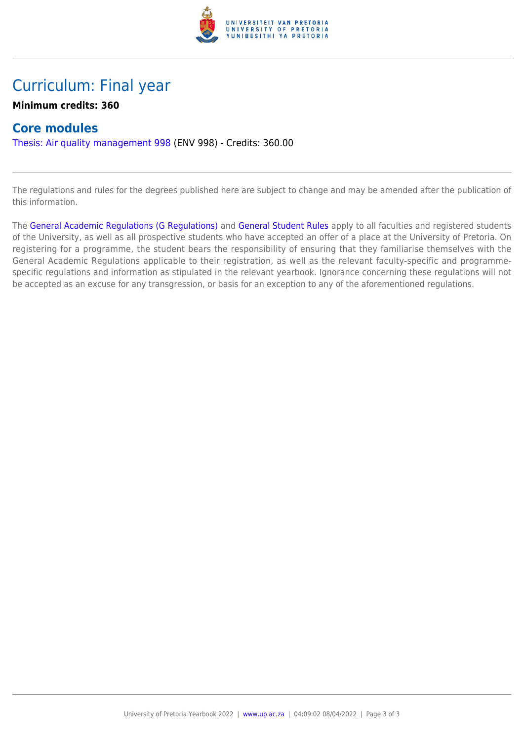## Curriculum: Final year

**Minimum credits: 360**

### Core modules

Thesis: Air quality management 998 (ENV 998) - Credits: 360.00

The regulations and rules for the degrees published here are subject to change and may be amended after the publication of this information.

The General Academic Regulations (G Regulations) and General Student Rules apply to all faculties and registered students of the University, as well as all prospective students who have accepted an offer of a place at the University of Pretoria. On registering for a programme, the student bears the responsibility of ensuring that they familiarise themselves with the General Academic Regulations applicable to their registration, as well as the relevant faculty-specific and programme-specific regulations and information as stipulated in the relevant yearbook. Ignorance concerning these regulations will not be accepted as an excuse for any transgression, or basis for an exception to any of the aforementioned regulations.